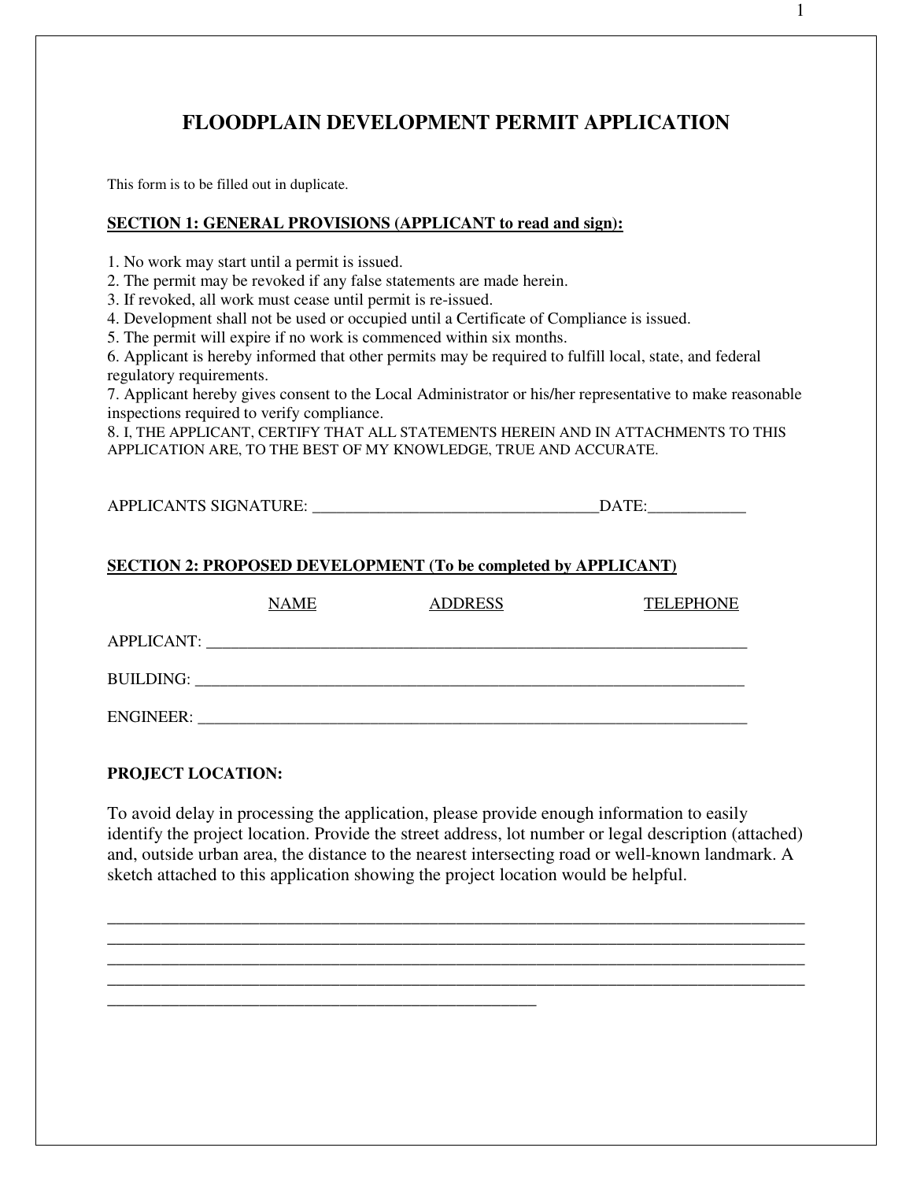# FLOODPLAIN DEVELOPMENT PERMIT APPLICATION

This form is to be filled out in duplicate.

**SECTION 1: GENERAL PROVISIONS (APPLICANT to read and sign):**

1. No work may start until a permit is issued.
2. The permit may be revoked if any false statements are made herein.
3. If revoked, all work must cease until permit is re-issued.
4. Development shall not be used or occupied until a Certificate of Compliance is issued.
5. The permit will expire if no work is commenced within six months.
6. Applicant is hereby informed that other permits may be required to fulfill local, state, and federal regulatory requirements.
7. Applicant hereby gives consent to the Local Administrator or his/her representative to make reasonable inspections required to verify compliance.
8. I, THE APPLICANT, CERTIFY THAT ALL STATEMENTS HEREIN AND IN ATTACHMENTS TO THIS APPLICATION ARE, TO THE BEST OF MY KNOWLEDGE, TRUE AND ACCURATE.

APPLICANTS SIGNATURE: ___________________________________DATE:____________

**SECTION 2: PROPOSED DEVELOPMENT (To be completed by APPLICANT)**

| | NAME | ADDRESS | TELEPHONE |
|---|---|---|---|
| APPLICANT: | | | |
| BUILDING: | | | |
| ENGINEER: | | | |

**PROJECT LOCATION:**

To avoid delay in processing the application, please provide enough information to easily identify the project location. Provide the street address, lot number or legal description (attached) and, outside urban area, the distance to the nearest intersecting road or well-known landmark. A sketch attached to this application showing the project location would be helpful.

_______________________________________________________________________________
_______________________________________________________________________________
_______________________________________________________________________________
_______________________________________________________________________________
__________________________________________________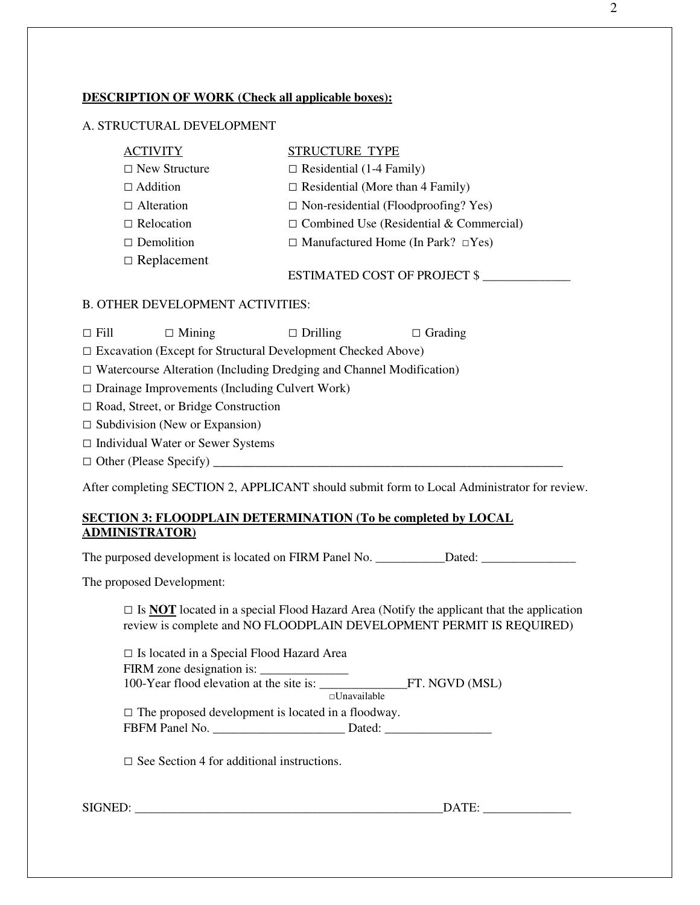**DESCRIPTION OF WORK (Check all applicable boxes):**

A. STRUCTURAL DEVELOPMENT

| ACTIVITY | STRUCTURE TYPE |
|---|---|
| □ New Structure | □ Residential (1-4 Family) |
| □ Addition | □ Residential (More than 4 Family) |
| □ Alteration | □ Non-residential (Floodproofing? Yes) |
| □ Relocation | □ Combined Use (Residential & Commercial) |
| □ Demolition | □ Manufactured Home (In Park? □Yes) |
| □ Replacement | |

ESTIMATED COST OF PROJECT $ ______________

B. OTHER DEVELOPMENT ACTIVITIES:

□ Fill □ Mining □ Drilling □ Grading

□ Excavation (Except for Structural Development Checked Above)

□ Watercourse Alteration (Including Dredging and Channel Modification)

□ Drainage Improvements (Including Culvert Work)

□ Road, Street, or Bridge Construction

□ Subdivision (New or Expansion)

□ Individual Water or Sewer Systems

□ Other (Please Specify) ___________________________________________________________

After completing SECTION 2, APPLICANT should submit form to Local Administrator for review.

**SECTION 3: FLOODPLAIN DETERMINATION (To be completed by LOCAL ADMINISTRATOR)**

The purposed development is located on FIRM Panel No. ___________Dated: _______________

The proposed Development:

□ Is **NOT** located in a special Flood Hazard Area (Notify the applicant that the application review is complete and NO FLOODPLAIN DEVELOPMENT PERMIT IS REQUIRED)

□ Is located in a Special Flood Hazard Area
FIRM zone designation is: ______________
100-Year flood elevation at the site is: ______________FT. NGVD (MSL)
□Unavailable

□ The proposed development is located in a floodway.
FBFM Panel No. _____________________ Dated: _________________

□ See Section 4 for additional instructions.

SIGNED: ____________________________________________________DATE: ______________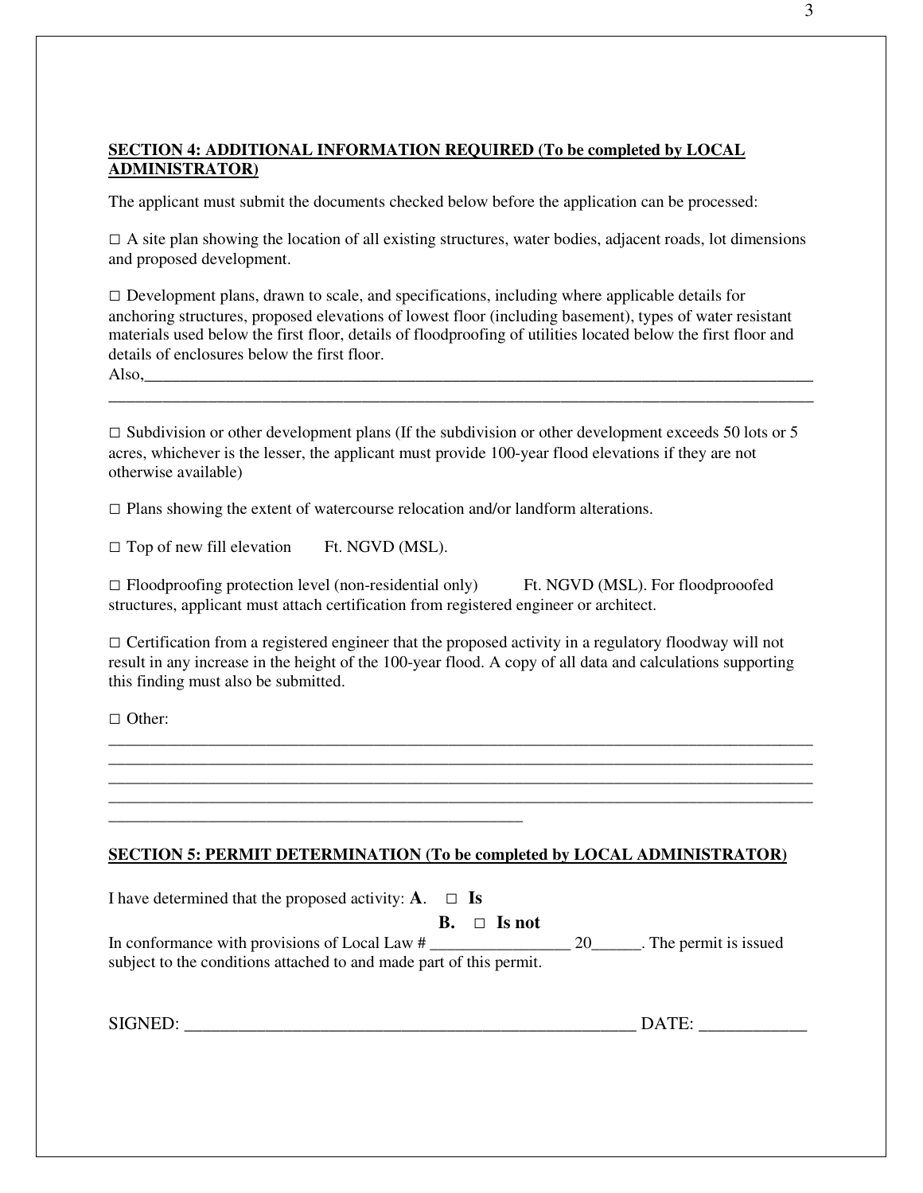**SECTION 4: ADDITIONAL INFORMATION REQUIRED (To be completed by LOCAL ADMINISTRATOR)**

The applicant must submit the documents checked below before the application can be processed:

□ A site plan showing the location of all existing structures, water bodies, adjacent roads, lot dimensions and proposed development.

□ Development plans, drawn to scale, and specifications, including where applicable details for anchoring structures, proposed elevations of lowest floor (including basement), types of water resistant materials used below the first floor, details of floodproofing of utilities located below the first floor and details of enclosures below the first floor.
Also,\_\_\_\_\_\_\_\_\_\_\_\_\_\_\_\_\_\_\_\_\_\_\_\_\_\_\_\_\_\_\_\_\_\_\_\_\_\_\_\_\_\_\_\_\_\_\_\_\_\_\_\_\_\_\_\_\_\_\_\_\_\_\_\_\_\_\_\_\_\_\_\_\_\_\_\_
\_\_\_\_\_\_\_\_\_\_\_\_\_\_\_\_\_\_\_\_\_\_\_\_\_\_\_\_\_\_\_\_\_\_\_\_\_\_\_\_\_\_\_\_\_\_\_\_\_\_\_\_\_\_\_\_\_\_\_\_\_\_\_\_\_\_\_\_\_\_\_\_\_\_\_\_\_\_\_\_

□ Subdivision or other development plans (If the subdivision or other development exceeds 50 lots or 5 acres, whichever is the lesser, the applicant must provide 100-year flood elevations if they are not otherwise available)

□ Plans showing the extent of watercourse relocation and/or landform alterations.

□ Top of new fill elevation Ft. NGVD (MSL).

□ Floodproofing protection level (non-residential only) Ft. NGVD (MSL). For floodprooofed structures, applicant must attach certification from registered engineer or architect.

□ Certification from a registered engineer that the proposed activity in a regulatory floodway will not result in any increase in the height of the 100-year flood. A copy of all data and calculations supporting this finding must also be submitted.

□ Other:
\_\_\_\_\_\_\_\_\_\_\_\_\_\_\_\_\_\_\_\_\_\_\_\_\_\_\_\_\_\_\_\_\_\_\_\_\_\_\_\_\_\_\_\_\_\_\_\_\_\_\_\_\_\_\_\_\_\_\_\_\_\_\_\_\_\_\_\_\_\_\_\_\_\_\_\_\_\_\_\_
\_\_\_\_\_\_\_\_\_\_\_\_\_\_\_\_\_\_\_\_\_\_\_\_\_\_\_\_\_\_\_\_\_\_\_\_\_\_\_\_\_\_\_\_\_\_\_\_\_\_\_\_\_\_\_\_\_\_\_\_\_\_\_\_\_\_\_\_\_\_\_\_\_\_\_\_\_\_\_\_
\_\_\_\_\_\_\_\_\_\_\_\_\_\_\_\_\_\_\_\_\_\_\_\_\_\_\_\_\_\_\_\_\_\_\_\_\_\_\_\_\_\_\_\_\_\_\_\_\_\_\_\_\_\_\_\_\_\_\_\_\_\_\_\_\_\_\_\_\_\_\_\_\_\_\_\_\_\_\_\_
\_\_\_\_\_\_\_\_\_\_\_\_\_\_\_\_\_\_\_\_\_\_\_\_\_\_\_\_\_\_\_\_\_\_\_\_\_\_\_\_\_\_\_\_\_\_\_\_\_\_\_\_\_\_\_\_\_\_\_\_\_\_\_\_\_\_\_\_\_\_\_\_\_\_\_\_\_\_\_\_
\_\_\_\_\_\_\_\_\_\_\_\_\_\_\_\_\_\_\_\_\_\_\_\_\_\_\_\_\_\_\_\_\_\_\_\_\_\_\_\_\_\_\_\_\_\_\_\_

**SECTION 5: PERMIT DETERMINATION (To be completed by LOCAL ADMINISTRATOR)**

I have determined that the proposed activity: **A.** □ **Is**
**B.** □ **Is not**
In conformance with provisions of Local Law # \_\_\_\_\_\_\_\_\_\_\_\_\_\_\_\_\_ 20\_\_\_\_\_\_. The permit is issued subject to the conditions attached to and made part of this permit.

SIGNED: \_\_\_\_\_\_\_\_\_\_\_\_\_\_\_\_\_\_\_\_\_\_\_\_\_\_\_\_\_\_\_\_\_\_\_\_\_\_\_\_\_\_\_\_\_\_\_\_\_\_\_\_ DATE: \_\_\_\_\_\_\_\_\_\_\_\_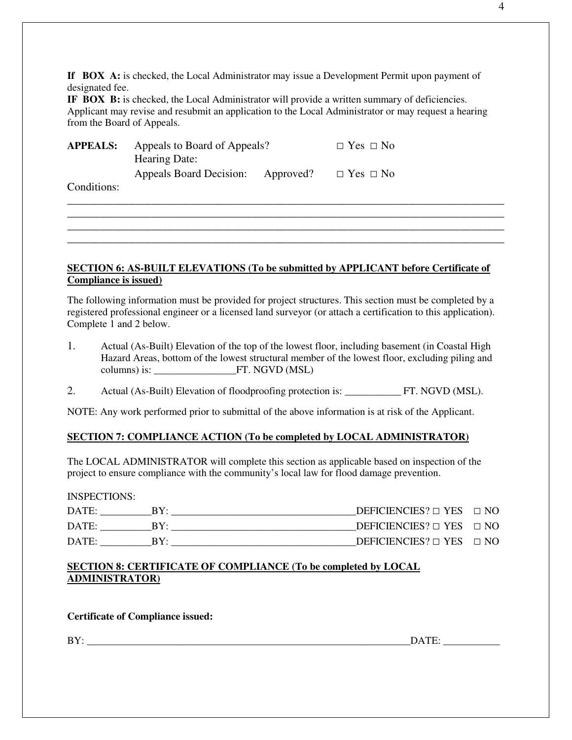**If BOX A:** is checked, the Local Administrator may issue a Development Permit upon payment of designated fee.
**IF BOX B:** is checked, the Local Administrator will provide a written summary of deficiencies. Applicant may revise and resubmit an application to the Local Administrator or may request a hearing from the Board of Appeals.

**APPEALS:** Appeals to Board of Appeals? □ Yes □ No
Hearing Date:
Appeals Board Decision: Approved? □ Yes □ No

Conditions:

\_\_\_\_\_\_\_\_\_\_\_\_\_\_\_\_\_\_\_\_\_\_\_\_\_\_\_\_\_\_\_\_\_\_\_\_\_\_\_\_\_\_\_\_\_\_\_\_\_\_\_\_\_\_\_\_\_\_\_\_\_\_\_\_\_\_\_\_\_\_\_\_\_\_\_\_
\_\_\_\_\_\_\_\_\_\_\_\_\_\_\_\_\_\_\_\_\_\_\_\_\_\_\_\_\_\_\_\_\_\_\_\_\_\_\_\_\_\_\_\_\_\_\_\_\_\_\_\_\_\_\_\_\_\_\_\_\_\_\_\_\_\_\_\_\_\_\_\_\_\_\_\_
\_\_\_\_\_\_\_\_\_\_\_\_\_\_\_\_\_\_\_\_\_\_\_\_\_\_\_\_\_\_\_\_\_\_\_\_\_\_\_\_\_\_\_\_\_\_\_\_\_\_\_\_\_\_\_\_\_\_\_\_\_\_\_\_\_\_\_\_\_\_\_\_\_\_\_\_
\_\_\_\_\_\_\_\_\_\_\_\_\_\_\_\_\_\_\_\_\_\_\_\_\_\_\_\_\_\_\_\_\_\_\_\_\_\_\_\_\_\_\_\_\_\_\_\_\_\_\_\_\_\_\_\_\_\_\_\_\_\_\_\_\_\_\_\_\_\_\_\_\_\_\_\_

## SECTION 6: AS-BUILT ELEVATIONS (To be submitted by APPLICANT before Certificate of Compliance is issued)

The following information must be provided for project structures. This section must be completed by a registered professional engineer or a licensed land surveyor (or attach a certification to this application). Complete 1 and 2 below.

1. Actual (As-Built) Elevation of the top of the lowest floor, including basement (in Coastal High Hazard Areas, bottom of the lowest structural member of the lowest floor, excluding piling and columns) is: \_\_\_\_\_\_\_\_\_\_\_\_\_\_\_\_FT. NGVD (MSL)

2. Actual (As-Built) Elevation of floodproofing protection is: \_\_\_\_\_\_\_\_\_\_\_ FT. NGVD (MSL).

NOTE: Any work performed prior to submittal of the above information is at risk of the Applicant.

## SECTION 7: COMPLIANCE ACTION (To be completed by LOCAL ADMINISTRATOR)

The LOCAL ADMINISTRATOR will complete this section as applicable based on inspection of the project to ensure compliance with the community's local law for flood damage prevention.

INSPECTIONS:

DATE: \_\_\_\_\_\_\_\_\_\_BY: \_\_\_\_\_\_\_\_\_\_\_\_\_\_\_\_\_\_\_\_\_\_\_\_\_\_\_\_\_\_\_\_\_\_\_\_DEFICIENCIES? □ YES □ NO
DATE: \_\_\_\_\_\_\_\_\_\_BY: \_\_\_\_\_\_\_\_\_\_\_\_\_\_\_\_\_\_\_\_\_\_\_\_\_\_\_\_\_\_\_\_\_\_\_\_DEFICIENCIES? □ YES □ NO
DATE: \_\_\_\_\_\_\_\_\_\_BY: \_\_\_\_\_\_\_\_\_\_\_\_\_\_\_\_\_\_\_\_\_\_\_\_\_\_\_\_\_\_\_\_\_\_\_\_DEFICIENCIES? □ YES □ NO

## SECTION 8: CERTIFICATE OF COMPLIANCE (To be completed by LOCAL ADMINISTRATOR)

**Certificate of Compliance issued:**

BY: \_\_\_\_\_\_\_\_\_\_\_\_\_\_\_\_\_\_\_\_\_\_\_\_\_\_\_\_\_\_\_\_\_\_\_\_\_\_\_\_\_\_\_\_\_\_\_\_\_\_\_\_\_\_\_\_\_\_\_\_\_\_\_\_DATE: \_\_\_\_\_\_\_\_\_\_\_